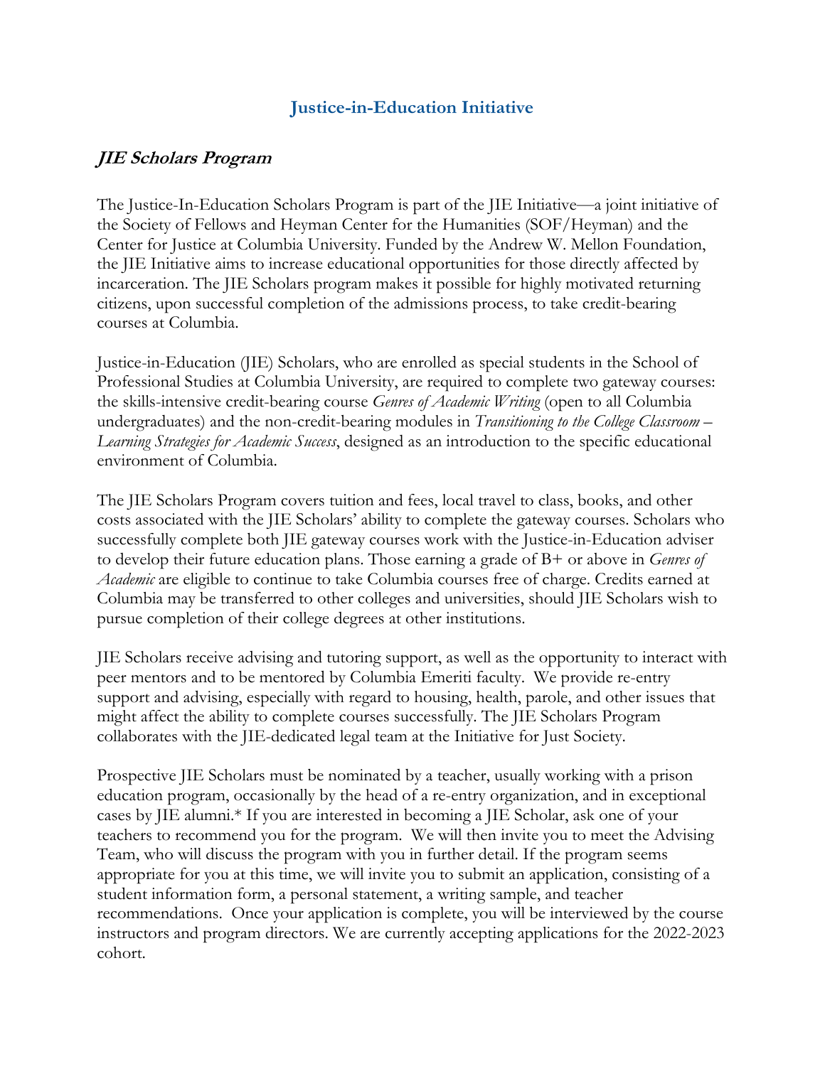# Justice-in-Education Initiative

## *JIE Scholars Program*

The Justice-In-Education Scholars Program is part of the JIE Initiative—a joint initiative of the Society of Fellows and Heyman Center for the Humanities (SOF/Heyman) and the Center for Justice at Columbia University. Funded by the Andrew W. Mellon Foundation, the JIE Initiative aims to increase educational opportunities for those directly affected by incarceration. The JIE Scholars program makes it possible for highly motivated returning citizens, upon successful completion of the admissions process, to take credit-bearing courses at Columbia.

Justice-in-Education (JIE) Scholars, who are enrolled as special students in the School of Professional Studies at Columbia University, are required to complete two gateway courses: the skills-intensive credit-bearing course *Genres of Academic Writing* (open to all Columbia undergraduates) and the non-credit-bearing modules in *Transitioning to the College Classroom – Learning Strategies for Academic Success*, designed as an introduction to the specific educational environment of Columbia.

The JIE Scholars Program covers tuition and fees, local travel to class, books, and other costs associated with the JIE Scholars' ability to complete the gateway courses. Scholars who successfully complete both JIE gateway courses work with the Justice-in-Education adviser to develop their future education plans. Those earning a grade of B+ or above in *Genres of Academic* are eligible to continue to take Columbia courses free of charge. Credits earned at Columbia may be transferred to other colleges and universities, should JIE Scholars wish to pursue completion of their college degrees at other institutions.

JIE Scholars receive advising and tutoring support, as well as the opportunity to interact with peer mentors and to be mentored by Columbia Emeriti faculty. We provide re-entry support and advising, especially with regard to housing, health, parole, and other issues that might affect the ability to complete courses successfully. The JIE Scholars Program collaborates with the JIE-dedicated legal team at the Initiative for Just Society.

Prospective JIE Scholars must be nominated by a teacher, usually working with a prison education program, occasionally by the head of a re-entry organization, and in exceptional cases by JIE alumni.* If you are interested in becoming a JIE Scholar, ask one of your teachers to recommend you for the program. We will then invite you to meet the Advising Team, who will discuss the program with you in further detail. If the program seems appropriate for you at this time, we will invite you to submit an application, consisting of a student information form, a personal statement, a writing sample, and teacher recommendations. Once your application is complete, you will be interviewed by the course instructors and program directors. We are currently accepting applications for the 2022-2023 cohort.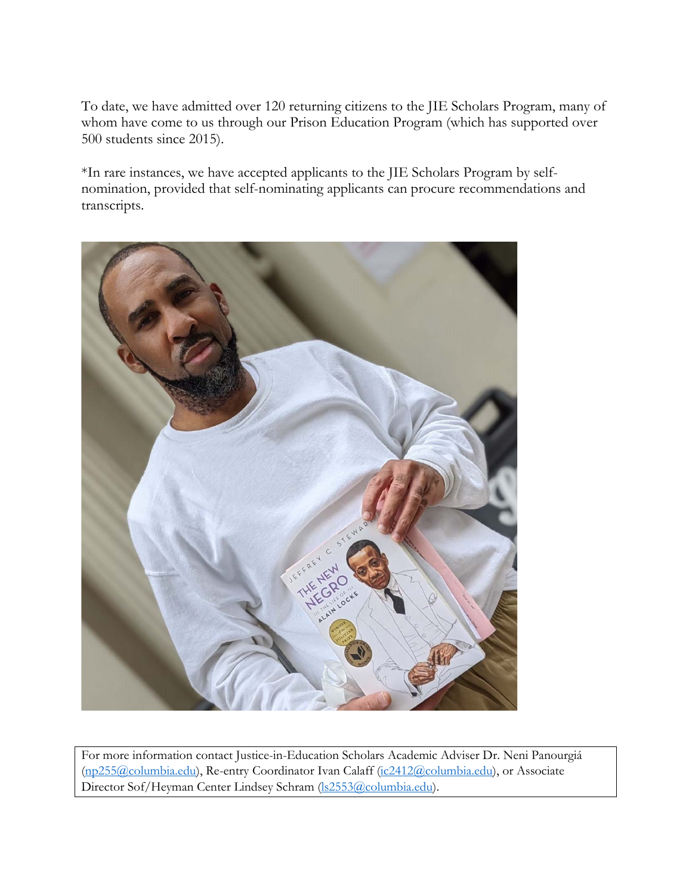To date, we have admitted over 120 returning citizens to the JIE Scholars Program, many of whom have come to us through our Prison Education Program (which has supported over 500 students since 2015).

*In rare instances, we have accepted applicants to the JIE Scholars Program by self-nomination, provided that self-nominating applicants can procure recommendations and transcripts.

For more information contact Justice-in-Education Scholars Academic Adviser Dr. Neni Panourgiá (np255@columbia.edu), Re-entry Coordinator Ivan Calaff (ic2412@columbia.edu), or Associate Director Sof/Heyman Center Lindsey Schram (ls2553@columbia.edu).